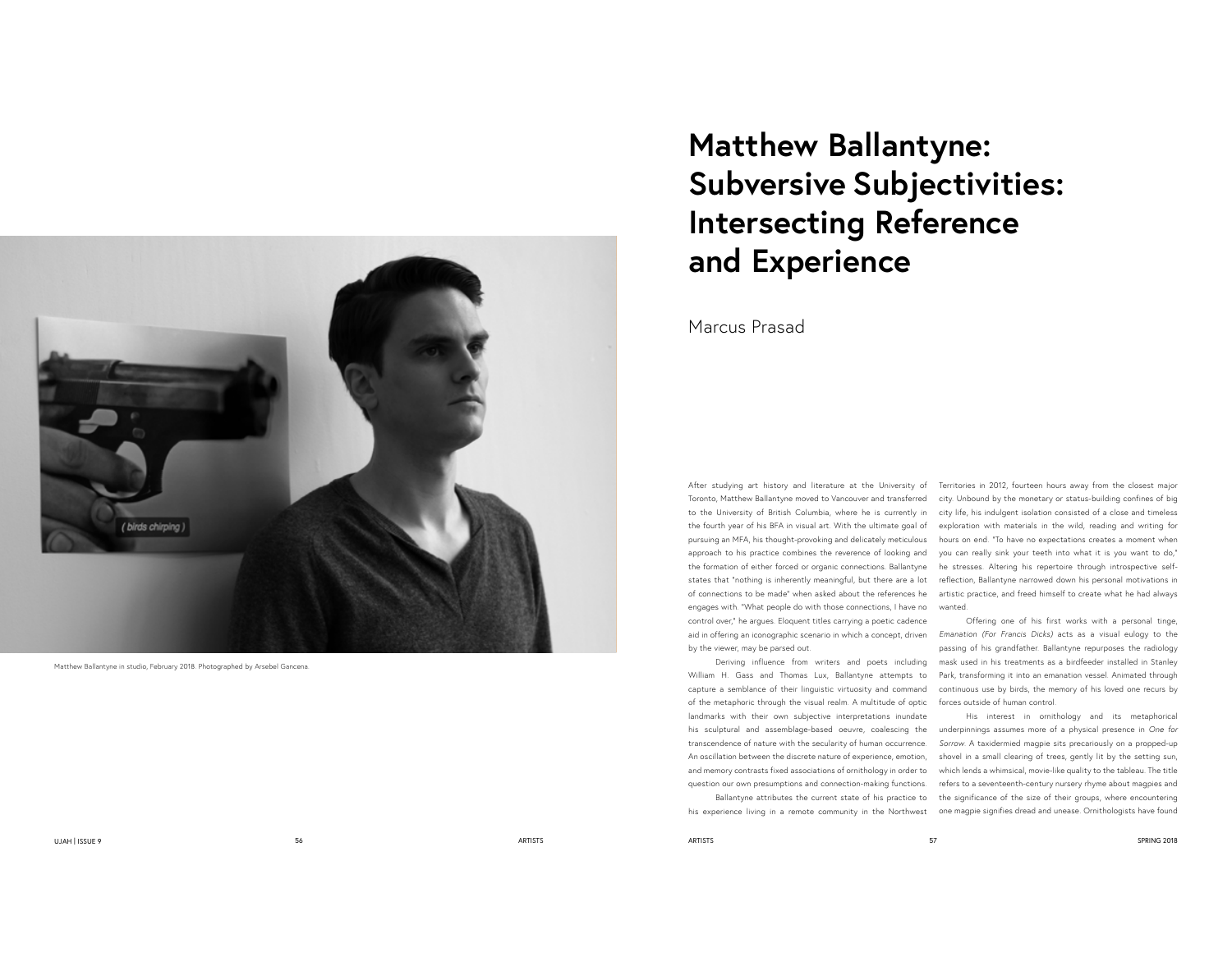Matthew Ballantyne in studio, February 2018. Photographed by Arsebel Gancena.

# Matthew Ballantyne: Subversive Subjectivities: Intersecting Reference and Experience

Marcus Prasad

After studying art history and literature at the University of Toronto, Matthew Ballantyne moved to Vancouver and transferred to the University of British Columbia, where he is currently in the fourth year of his BFA in visual art. With the ultimate goal of pursuing an MFA, his thought-provoking and delicately meticulous approach to his practice combines the reverence of looking and the formation of either forced or organic connections. Ballantyne states that "nothing is inherently meaningful, but there are a lot of connections to be made" when asked about the references he engages with. "What people do with those connections, I have no control over," he argues. Eloquent titles carrying a poetic cadence aid in offering an iconographic scenario in which a concept, driven by the viewer, may be parsed out.

Deriving influence from writers and poets including William H. Gass and Thomas Lux, Ballantyne attempts to capture a semblance of their linguistic virtuosity and command of the metaphoric through the visual realm. A multitude of optic landmarks with their own subjective interpretations inundate his sculptural and assemblage-based oeuvre, coalescing the transcendence of nature with the secularity of human occurrence. An oscillation between the discrete nature of experience, emotion, and memory contrasts fixed associations of ornithology in order to question our own presumptions and connection-making functions.

Ballantyne attributes the current state of his practice to his experience living in a remote community in the Northwest Territories in 2012, fourteen hours away from the closest major city. Unbound by the monetary or status-building confines of big city life, his indulgent isolation consisted of a close and timeless exploration with materials in the wild, reading and writing for hours on end. "To have no expectations creates a moment when you can really sink your teeth into what it is you want to do," he stresses. Altering his repertoire through introspective self-reflection, Ballantyne narrowed down his personal motivations in artistic practice, and freed himself to create what he had always wanted.

Offering one of his first works with a personal tinge, *Emanation (For Francis Dicks)* acts as a visual eulogy to the passing of his grandfather. Ballantyne repurposes the radiology mask used in his treatments as a birdfeeder installed in Stanley Park, transforming it into an emanation vessel. Animated through continuous use by birds, the memory of his loved one recurs by forces outside of human control.

His interest in ornithology and its metaphorical underpinnings assumes more of a physical presence in *One for Sorrow*. A taxidermied magpie sits precariously on a propped-up shovel in a small clearing of trees, gently lit by the setting sun, which lends a whimsical, movie-like quality to the tableau. The title refers to a seventeenth-century nursery rhyme about magpies and the significance of the size of their groups, where encountering one magpie signifies dread and unease. Ornithologists have found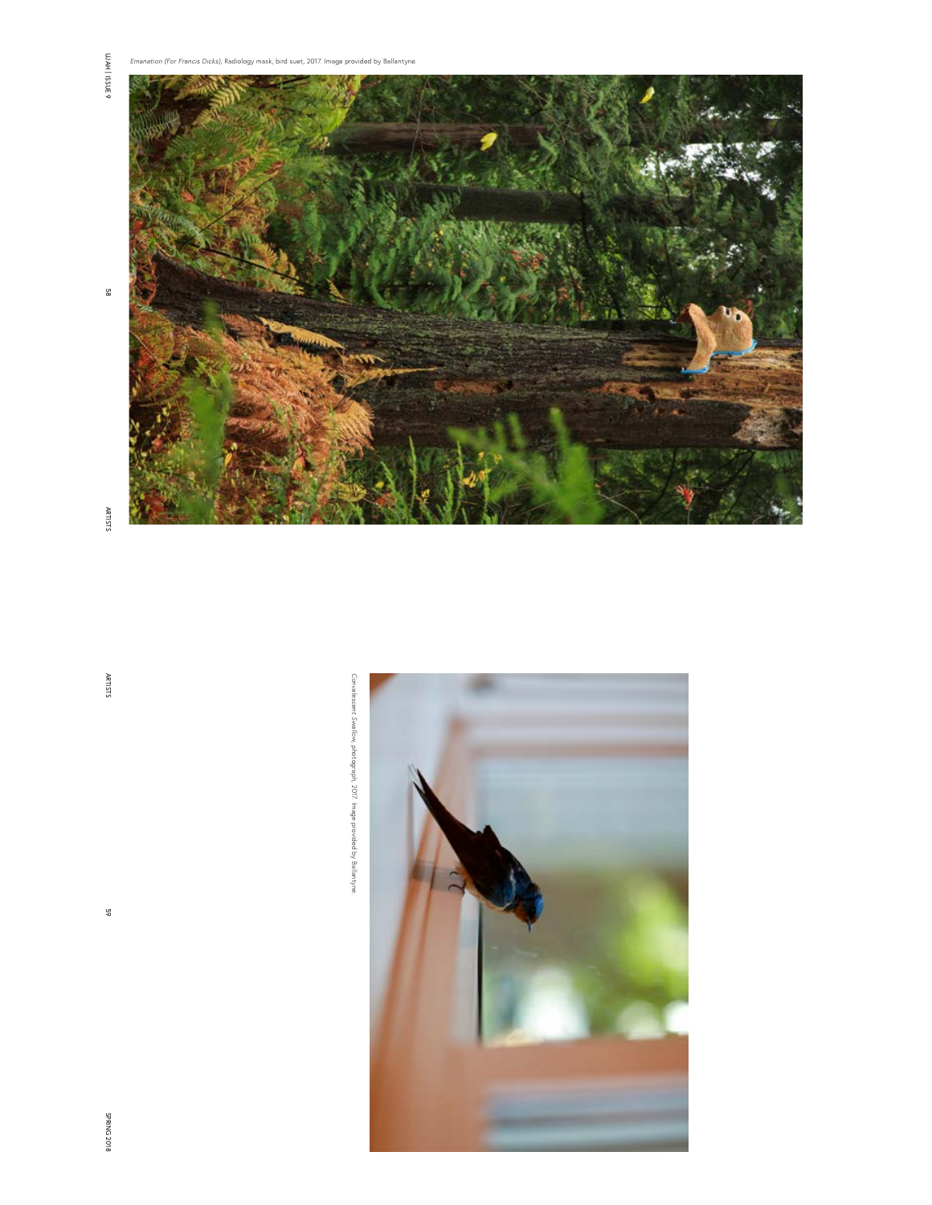*Emanation (For Francis Dicks)*, Radiology mask, bird suet, 2017. Image provided by Ballantyne.

*Convalescent Swallow*, photograph, 2017. Image provided by Ballantyne.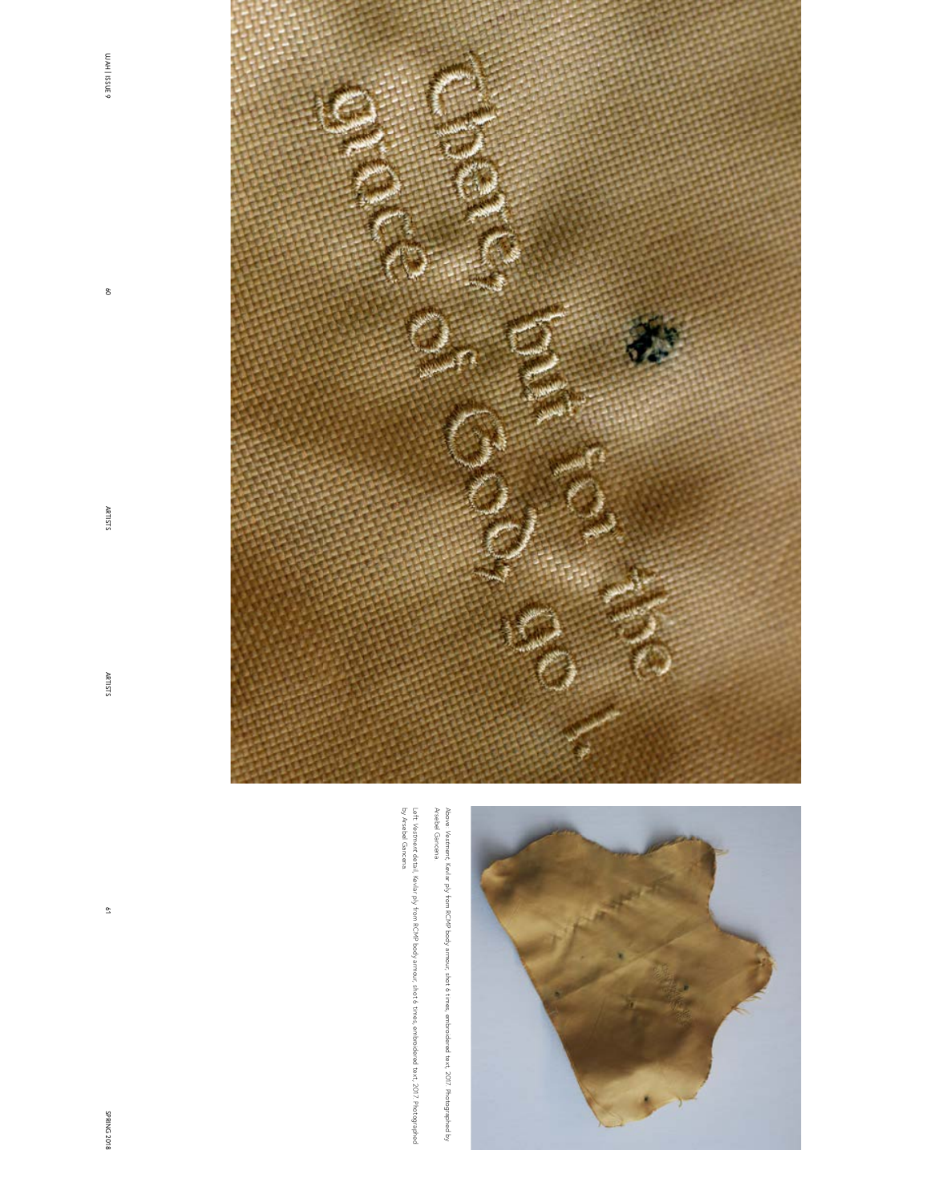Above: Vestment, Kevlar ply from RCMP body armour, shot 6 times, embroidered text, 2017. Photographed by Arsebel Gorcenia

Left: Vestment detail, Kevlar ply from RCMP body armour, shot 6 times, embroidered text, 2017. Photographed by Arsebel Gorcenia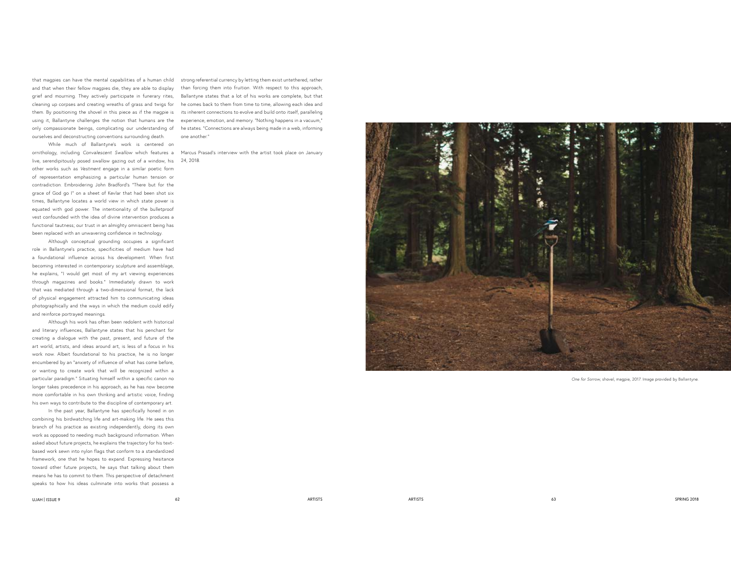that magpies can have the mental capabilities of a human child and that when their fellow magpies die, they are able to display grief and mourning. They actively participate in funerary rites, cleaning up corpses and creating wreaths of grass and twigs for them. By positioning the shovel in this piece as if the magpie is using it, Ballantyne challenges the notion that humans are the only compassionate beings, complicating our understanding of ourselves and deconstructing conventions surrounding death.

While much of Ballantyne's work is centered on ornithology, including *Convalescent Swallow* which features a live, serendipitously posed swallow gazing out of a window, his other works such as *Vestment* engage in a similar poetic form of representation emphasizing a particular human tension or contradiction. Embroidering John Bradford's "There but for the grace of God go I" on a sheet of Kevlar that had been shot six times, Ballantyne locates a world view in which state power is equated with god power. The intentionality of the bulletproof vest confounded with the idea of divine intervention produces a functional tautness; our trust in an almighty omniscient being has been replaced with an unwavering confidence in technology.

Although conceptual grounding occupies a significant role in Ballantyne's practice, specificities of medium have had a foundational influence across his development. When first becoming interested in contemporary sculpture and assemblage, he explains, "I would get most of my art viewing experiences through magazines and books." Immediately drawn to work that was mediated through a two-dimensional format, the lack of physical engagement attracted him to communicating ideas photographically and the ways in which the medium could edify and reinforce portrayed meanings.

Although his work has often been redolent with historical and literary influences, Ballantyne states that his penchant for creating a dialogue with the past, present, and future of the art world, artists, and ideas around art, is less of a focus in his work now. Albeit foundational to his practice, he is no longer encumbered by an "anxiety of influence of what has come before, or wanting to create work that will be recognized within a particular paradigm." Situating himself within a specific canon no longer takes precedence in his approach, as he has now become more comfortable in his own thinking and artistic voice, finding his own ways to contribute to the discipline of contemporary art.

In the past year, Ballantyne has specifically honed in on combining his birdwatching life and art-making life. He sees this branch of his practice as existing independently, doing its own work as opposed to needing much background information. When asked about future projects, he explains the trajectory for his text-based work sewn into nylon flags that conform to a standardized framework, one that he hopes to expand. Expressing hesitance toward other future projects, he says that talking about them means he has to commit to them. This perspective of detachment speaks to how his ideas culminate into works that possess a strong referential currency by letting them exist untethered, rather than forcing them into fruition. With respect to this approach, Ballantyne states that a lot of his works are complete, but that he comes back to them from time to time, allowing each idea and its inherent connections to evolve and build onto itself, paralleling experience, emotion, and memory. "Nothing happens in a vacuum," he states. "Connections are always being made in a web, informing one another."

Marcus Prasad's interview with the artist took place on January 24, 2018.

*One for Sorrow*, shovel, magpie, 2017. Image provided by Ballantyne.